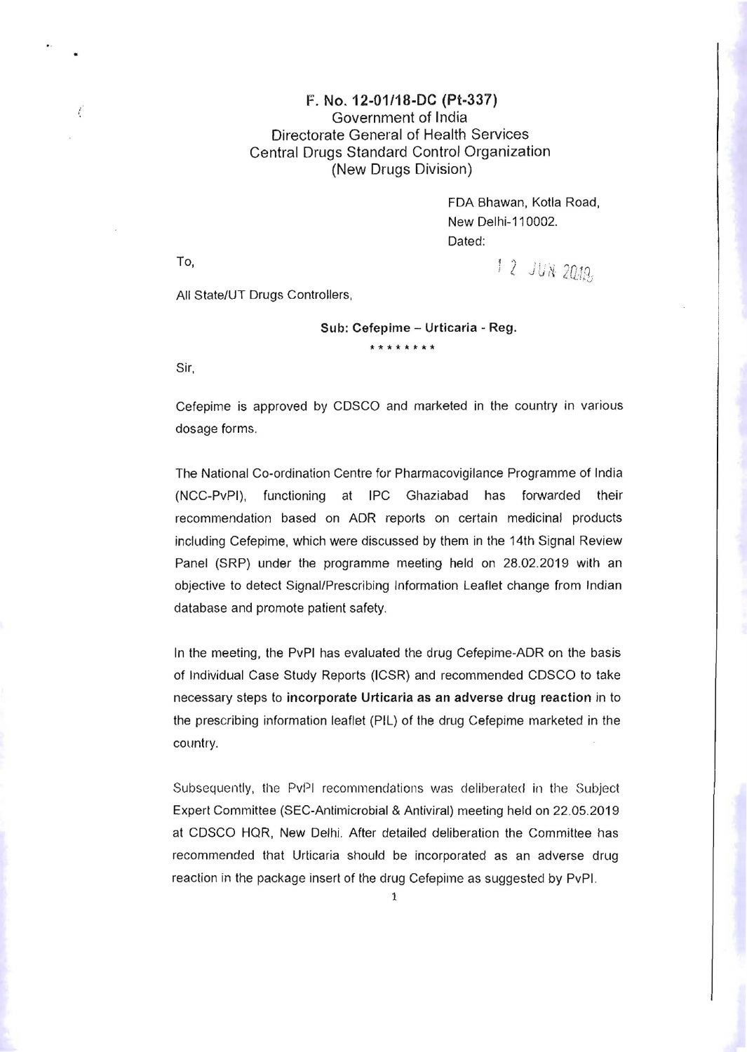**F. No. 12-01/18-DC (Pt-337)**
Government of India
Directorate General of Health Services
Central Drugs Standard Control Organization
(New Drugs Division)

FDA Bhawan, Kotla Road,
New Delhi-110002.
Dated: 12 JUN 2019

To,

All State/UT Drugs Controllers,

**Sub: Cefepime – Urticaria - Reg.**

\*\*\*\*\*\*\*\*

Sir,

Cefepime is approved by CDSCO and marketed in the country in various dosage forms.

The National Co-ordination Centre for Pharmacovigilance Programme of India (NCC-PvPI), functioning at IPC Ghaziabad has forwarded their recommendation based on ADR reports on certain medicinal products including Cefepime, which were discussed by them in the 14th Signal Review Panel (SRP) under the programme meeting held on 28.02.2019 with an objective to detect Signal/Prescribing Information Leaflet change from Indian database and promote patient safety.

In the meeting, the PvPI has evaluated the drug Cefepime-ADR on the basis of Individual Case Study Reports (ICSR) and recommended CDSCO to take necessary steps to **incorporate Urticaria as an adverse drug reaction** in to the prescribing information leaflet (PIL) of the drug Cefepime marketed in the country.

Subsequently, the PvPI recommendations was deliberated in the Subject Expert Committee (SEC-Antimicrobial & Antiviral) meeting held on 22.05.2019 at CDSCO HQR, New Delhi. After detailed deliberation the Committee has recommended that Urticaria should be incorporated as an adverse drug reaction in the package insert of the drug Cefepime as suggested by PvPI.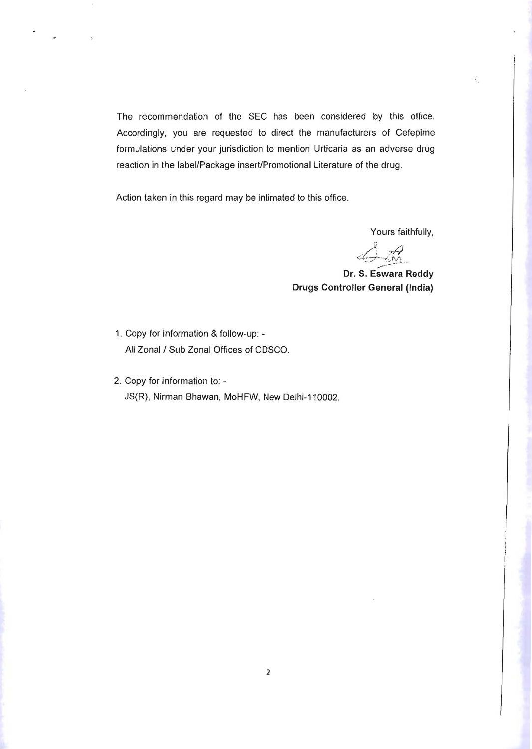The recommendation of the SEC has been considered by this office. Accordingly, you are requested to direct the manufacturers of Cefepime formulations under your jurisdiction to mention Urticaria as an adverse drug reaction in the label/Package insert/Promotional Literature of the drug.

Action taken in this regard may be intimated to this office.

Yours faithfully,

**Dr. S. Eswara Reddy**
**Drugs Controller General (India)**

1. Copy for information & follow-up: -
   All Zonal / Sub Zonal Offices of CDSCO.

2. Copy for information to: -
   JS(R), Nirman Bhawan, MoHFW, New Delhi-110002.